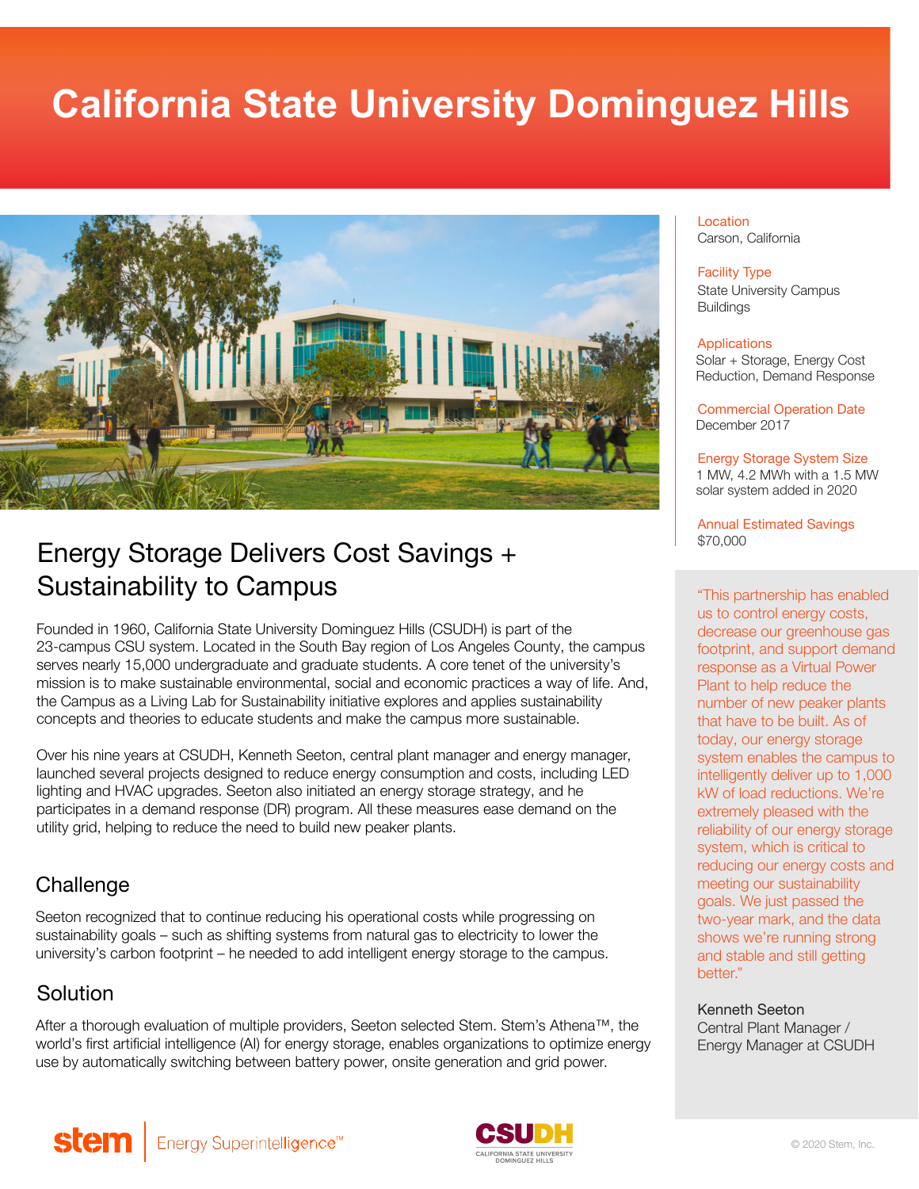# California State University Dominguez Hills

**Location**
Carson, California

**Facility Type**
State University Campus Buildings

**Applications**
Solar + Storage, Energy Cost Reduction, Demand Response

**Commercial Operation Date**
December 2017

**Energy Storage System Size**
1 MW, 4.2 MWh with a 1.5 MW solar system added in 2020

**Annual Estimated Savings**
$70,000

## Energy Storage Delivers Cost Savings + Sustainability to Campus

Founded in 1960, California State University Dominguez Hills (CSUDH) is part of the 23-campus CSU system. Located in the South Bay region of Los Angeles County, the campus serves nearly 15,000 undergraduate and graduate students. A core tenet of the university's mission is to make sustainable environmental, social and economic practices a way of life. And, the Campus as a Living Lab for Sustainability initiative explores and applies sustainability concepts and theories to educate students and make the campus more sustainable.

Over his nine years at CSUDH, Kenneth Seeton, central plant manager and energy manager, launched several projects designed to reduce energy consumption and costs, including LED lighting and HVAC upgrades. Seeton also initiated an energy storage strategy, and he participates in a demand response (DR) program. All these measures ease demand on the utility grid, helping to reduce the need to build new peaker plants.

### Challenge

Seeton recognized that to continue reducing his operational costs while progressing on sustainability goals – such as shifting systems from natural gas to electricity to lower the university's carbon footprint – he needed to add intelligent energy storage to the campus.

### Solution

After a thorough evaluation of multiple providers, Seeton selected Stem. Stem's Athena™, the world's first artificial intelligence (AI) for energy storage, enables organizations to optimize energy use by automatically switching between battery power, onsite generation and grid power.

> "This partnership has enabled us to control energy costs, decrease our greenhouse gas footprint, and support demand response as a Virtual Power Plant to help reduce the number of new peaker plants that have to be built. As of today, our energy storage system enables the campus to intelligently deliver up to 1,000 kW of load reductions. We're extremely pleased with the reliability of our energy storage system, which is critical to reducing our energy costs and meeting our sustainability goals. We just passed the two-year mark, and the data shows we're running strong and stable and still getting better."
>
> Kenneth Seeton
> Central Plant Manager / Energy Manager at CSUDH

stem | Energy Superintelligence™

CSUDH California State University Dominguez Hills

© 2020 Stem, Inc.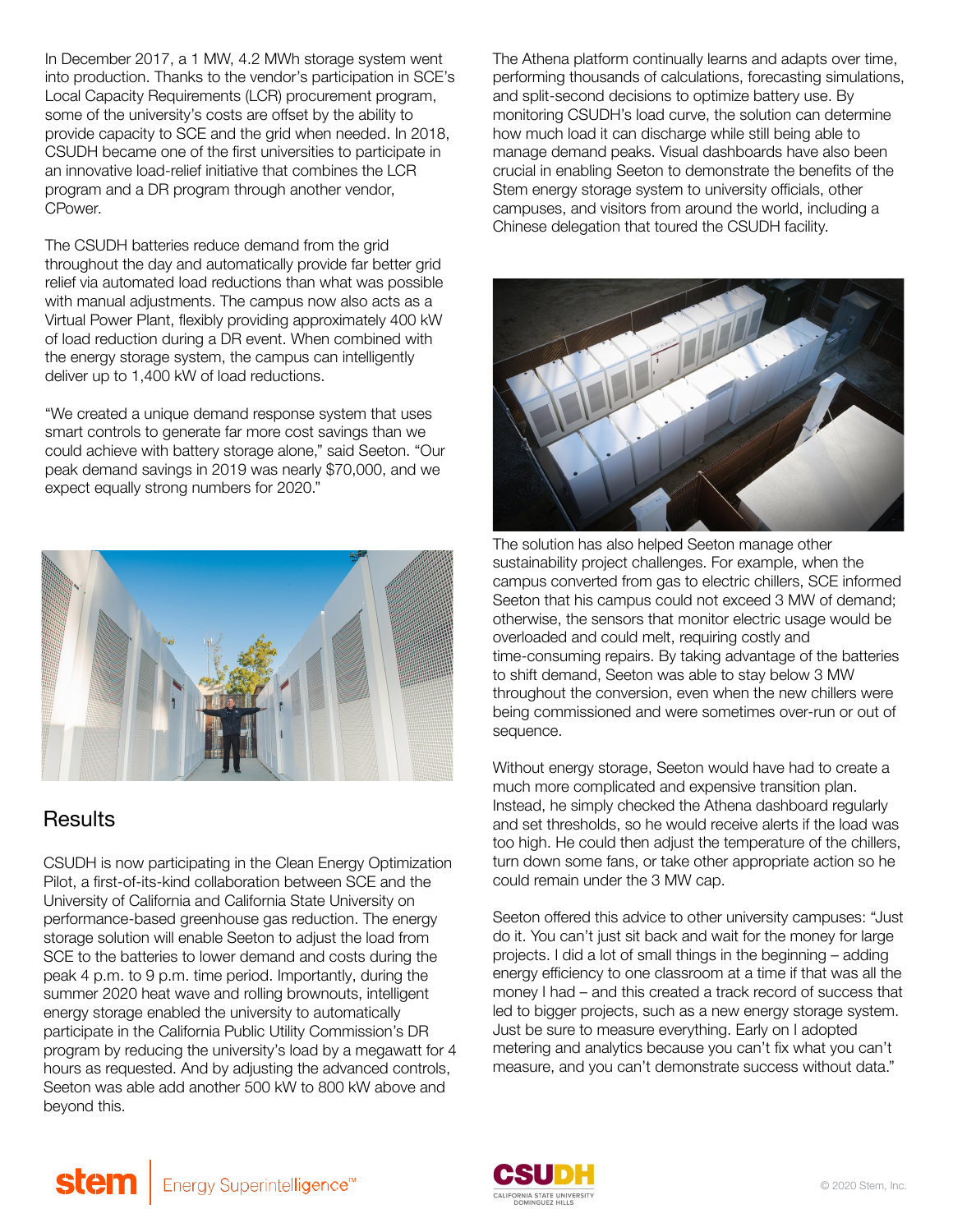In December 2017, a 1 MW, 4.2 MWh storage system went into production. Thanks to the vendor's participation in SCE's Local Capacity Requirements (LCR) procurement program, some of the university's costs are offset by the ability to provide capacity to SCE and the grid when needed. In 2018, CSUDH became one of the first universities to participate in an innovative load-relief initiative that combines the LCR program and a DR program through another vendor, CPower.

The CSUDH batteries reduce demand from the grid throughout the day and automatically provide far better grid relief via automated load reductions than what was possible with manual adjustments. The campus now also acts as a Virtual Power Plant, flexibly providing approximately 400 kW of load reduction during a DR event. When combined with the energy storage system, the campus can intelligently deliver up to 1,400 kW of load reductions.

"We created a unique demand response system that uses smart controls to generate far more cost savings than we could achieve with battery storage alone," said Seeton. "Our peak demand savings in 2019 was nearly $70,000, and we expect equally strong numbers for 2020."

## Results

CSUDH is now participating in the Clean Energy Optimization Pilot, a first-of-its-kind collaboration between SCE and the University of California and California State University on performance-based greenhouse gas reduction. The energy storage solution will enable Seeton to adjust the load from SCE to the batteries to lower demand and costs during the peak 4 p.m. to 9 p.m. time period. Importantly, during the summer 2020 heat wave and rolling brownouts, intelligent energy storage enabled the university to automatically participate in the California Public Utility Commission's DR program by reducing the university's load by a megawatt for 4 hours as requested. And by adjusting the advanced controls, Seeton was able add another 500 kW to 800 kW above and beyond this.

The Athena platform continually learns and adapts over time, performing thousands of calculations, forecasting simulations, and split-second decisions to optimize battery use. By monitoring CSUDH's load curve, the solution can determine how much load it can discharge while still being able to manage demand peaks. Visual dashboards have also been crucial in enabling Seeton to demonstrate the benefits of the Stem energy storage system to university officials, other campuses, and visitors from around the world, including a Chinese delegation that toured the CSUDH facility.

The solution has also helped Seeton manage other sustainability project challenges. For example, when the campus converted from gas to electric chillers, SCE informed Seeton that his campus could not exceed 3 MW of demand; otherwise, the sensors that monitor electric usage would be overloaded and could melt, requiring costly and time-consuming repairs. By taking advantage of the batteries to shift demand, Seeton was able to stay below 3 MW throughout the conversion, even when the new chillers were being commissioned and were sometimes over-run or out of sequence.

Without energy storage, Seeton would have had to create a much more complicated and expensive transition plan. Instead, he simply checked the Athena dashboard regularly and set thresholds, so he would receive alerts if the load was too high. He could then adjust the temperature of the chillers, turn down some fans, or take other appropriate action so he could remain under the 3 MW cap.

Seeton offered this advice to other university campuses: "Just do it. You can't just sit back and wait for the money for large projects. I did a lot of small things in the beginning – adding energy efficiency to one classroom at a time if that was all the money I had – and this created a track record of success that led to bigger projects, such as a new energy storage system. Just be sure to measure everything. Early on I adopted metering and analytics because you can't fix what you can't measure, and you can't demonstrate success without data."

stem | Energy Superintelligence™

CSUDH CALIFORNIA STATE UNIVERSITY DOMINGUEZ HILLS

© 2020 Stem, Inc.